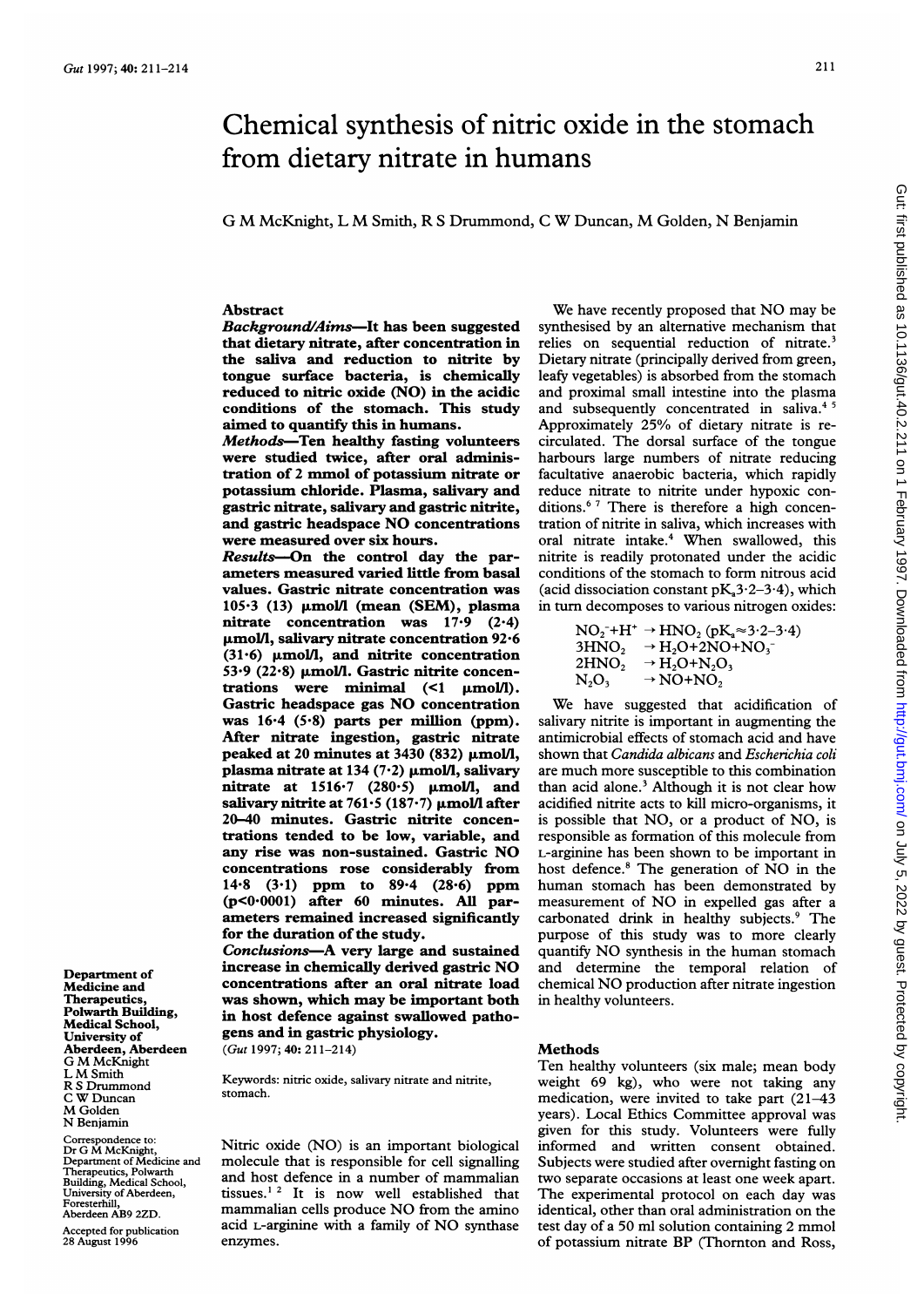# Chemical synthesis of nitric oxide in the stomach from dietary nitrate in humans

G M McKnight, L M Smith, R S Drummond, C W Duncan, M Golden, N Benjamin

## Abstract

***Background/Aims*—It has been suggested that dietary nitrate, after concentration in the saliva and reduction to nitrite by tongue surface bacteria, is chemically reduced to nitric oxide (NO) in the acidic conditions of the stomach. This study aimed to quantify this in humans.**

***Methods*—Ten healthy fasting volunteers were studied twice, after oral administration of 2 mmol of potassium nitrate or potassium chloride. Plasma, salivary and gastric nitrate, salivary and gastric nitrite, and gastric headspace NO concentrations were measured over six hours.**

***Results*—On the control day the parameters measured varied little from basal values. Gastric nitrate concentration was 105·3 (13) μmol/l (mean (SEM), plasma nitrate concentration was 17·9 (2·4) μmol/l, salivary nitrate concentration 92·6 (31·6) μmol/l, and nitrite concentration 53·9 (22·8) μmol/l. Gastric nitrite concentrations were minimal (<1 μmol/l). Gastric headspace gas NO concentration was 16·4 (5·8) parts per million (ppm). After nitrate ingestion, gastric nitrate peaked at 20 minutes at 3430 (832) μmol/l, plasma nitrate at 134 (7·2) μmol/l, salivary nitrate at 1516·7 (280·5) μmol/l, and salivary nitrite at 761·5 (187·7) μmol/l after 20–40 minutes. Gastric nitrite concentrations tended to be low, variable, and any rise was non-sustained. Gastric NO concentrations rose considerably from 14·8 (3·1) ppm to 89·4 (28·6) ppm ($p<0·0001$) after 60 minutes. All parameters remained increased significantly for the duration of the study.**

***Conclusions*—A very large and sustained increase in chemically derived gastric NO concentrations after an oral nitrate load was shown, which may be important both in host defence against swallowed pathogens and in gastric physiology.**

(*Gut* 1997; **40**: 211–214)

Keywords: nitric oxide, salivary nitrate and nitrite, stomach.

Nitric oxide (NO) is an important biological molecule that is responsible for cell signalling and host defence in a number of mammalian tissues.[1 2] It is now well established that mammalian cells produce NO from the amino acid L-arginine with a family of NO synthase enzymes.

We have recently proposed that NO may be synthesised by an alternative mechanism that relies on sequential reduction of nitrate.[3] Dietary nitrate (principally derived from green, leafy vegetables) is absorbed from the stomach and proximal small intestine into the plasma and subsequently concentrated in saliva.[4 5] Approximately 25% of dietary nitrate is recirculated. The dorsal surface of the tongue harbours large numbers of nitrate reducing facultative anaerobic bacteria, which rapidly reduce nitrate to nitrite under hypoxic conditions.[6 7] There is therefore a high concentration of nitrite in saliva, which increases with oral nitrate intake.[4] When swallowed, this nitrite is readily protonated under the acidic conditions of the stomach to form nitrous acid (acid dissociation constant $pK_a$3·2–3·4), which in turn decomposes to various nitrogen oxides:

$$NO_2^- + H^+ \rightarrow HNO_2 \ (pK_a \approx 3·2–3·4)$$
$$3HNO_2 \rightarrow H_2O + 2NO + NO_3^-$$
$$2HNO_2 \rightarrow H_2O + N_2O_3$$
$$N_2O_3 \rightarrow NO + NO_2$$

We have suggested that acidification of salivary nitrite is important in augmenting the antimicrobial effects of stomach acid and have shown that *Candida albicans* and *Escherichia coli* are much more susceptible to this combination than acid alone.[3] Although it is not clear how acidified nitrite acts to kill micro-organisms, it is possible that NO, or a product of NO, is responsible as formation of this molecule from L-arginine has been shown to be important in host defence.[8] The generation of NO in the human stomach has been demonstrated by measurement of NO in expelled gas after a carbonated drink in healthy subjects.[9] The purpose of this study was to more clearly quantify NO synthesis in the human stomach and determine the temporal relation of chemical NO production after nitrate ingestion in healthy volunteers.

## Methods

Ten healthy volunteers (six male; mean body weight 69 kg), who were not taking any medication, were invited to take part (21–43 years). Local Ethics Committee approval was given for this study. Volunteers were fully informed and written consent obtained. Subjects were studied after overnight fasting on two separate occasions at least one week apart. The experimental protocol on each day was identical, other than oral administration on the test day of a 50 ml solution containing 2 mmol of potassium nitrate BP (Thornton and Ross,

Department of Medicine and Therapeutics, Polwarth Building, Medical School, University of Aberdeen, Aberdeen
G M McKnight
L M Smith
R S Drummond
C W Duncan
M Golden
N Benjamin

Correspondence to: Dr G M McKnight, Department of Medicine and Therapeutics, Polwarth Building, Medical School, University of Aberdeen, Foresterhill, Aberdeen AB9 2ZD.

Accepted for publication 28 August 1996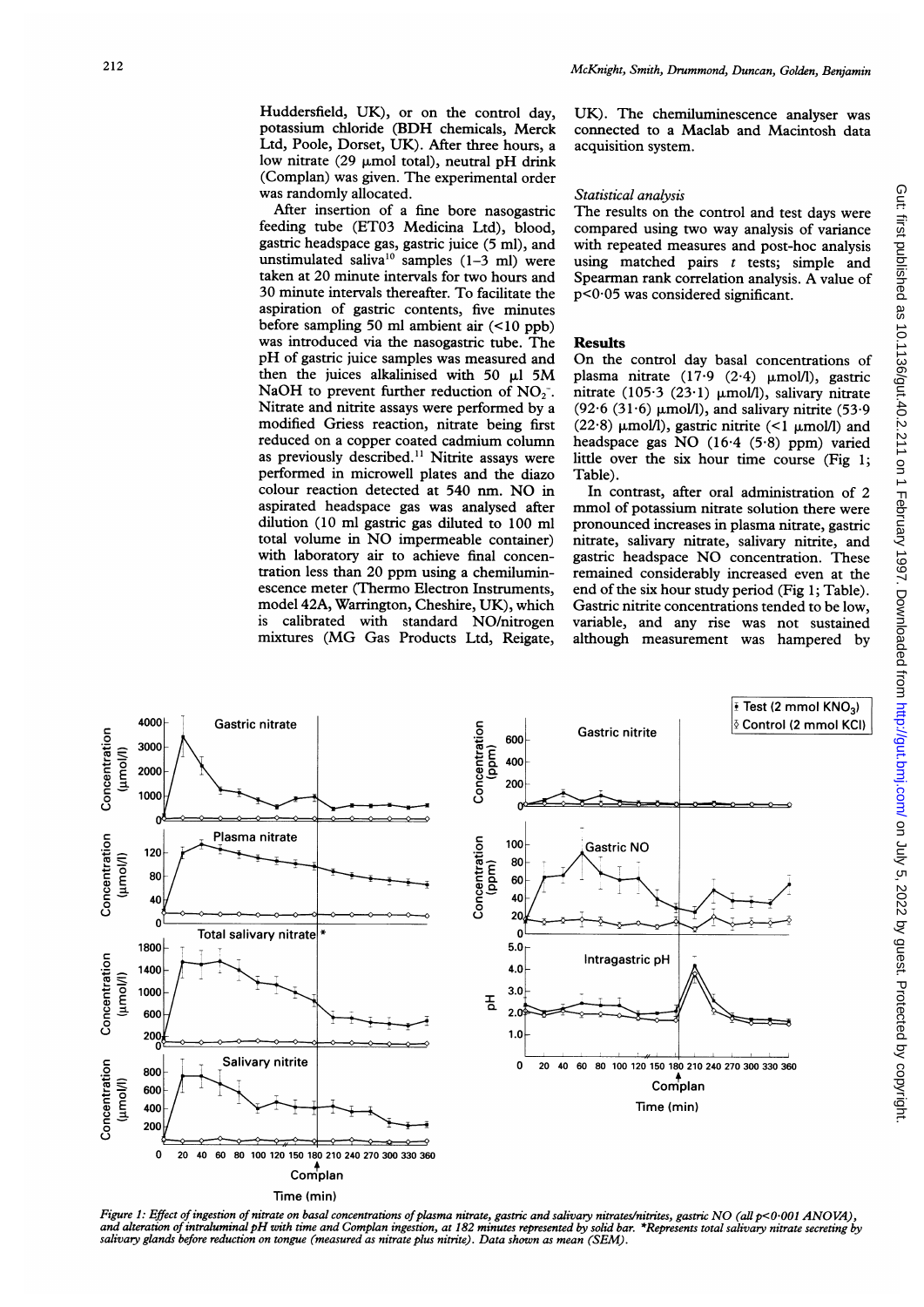Huddersfield, UK), or on the control day, potassium chloride (BDH chemicals, Merck Ltd, Poole, Dorset, UK). After three hours, a low nitrate (29 μmol total), neutral pH drink (Complan) was given. The experimental order was randomly allocated.

After insertion of a fine bore nasogastric feeding tube (ET03 Medicina Ltd), blood, gastric headspace gas, gastric juice (5 ml), and unstimulated saliva[10] samples (1–3 ml) were taken at 20 minute intervals for two hours and 30 minute intervals thereafter. To facilitate the aspiration of gastric contents, five minutes before sampling 50 ml ambient air (<10 ppb) was introduced via the nasogastric tube. The pH of gastric juice samples was measured and then the juices alkalinised with 50 μl 5M NaOH to prevent further reduction of $NO_2^-$. Nitrate and nitrite assays were performed by a modified Griess reaction, nitrate being first reduced on a copper coated cadmium column as previously described.[11] Nitrite assays were performed in microwell plates and the diazo colour reaction detected at 540 nm. NO in aspirated headspace gas was analysed after dilution (10 ml gastric gas diluted to 100 ml total volume in NO impermeable container) with laboratory air to achieve final concentration less than 20 ppm using a chemiluminescence meter (Thermo Electron Instruments, model 42A, Warrington, Cheshire, UK), which is calibrated with standard NO/nitrogen mixtures (MG Gas Products Ltd, Reigate, UK). The chemiluminescence analyser was connected to a Maclab and Macintosh data acquisition system.

*Statistical analysis*

The results on the control and test days were compared using two way analysis of variance with repeated measures and post-hoc analysis using matched pairs *t* tests; simple and Spearman rank correlation analysis. A value of $p<0.05$ was considered significant.

## Results

On the control day basal concentrations of plasma nitrate (17·9 (2·4) μmol/l), gastric nitrate (105·3 (23·1) μmol/l), salivary nitrate (92·6 (31·6) μmol/l), and salivary nitrite (53·9 (22·8) μmol/l), gastric nitrite (<1 μmol/l) and headspace gas NO (16·4 (5·8) ppm) varied little over the six hour time course (Fig 1; Table).

In contrast, after oral administration of 2 mmol of potassium nitrate solution there were pronounced increases in plasma nitrate, gastric nitrate, salivary nitrate, salivary nitrite, and gastric headspace NO concentration. These remained considerably increased even at the end of the six hour study period (Fig 1; Table). Gastric nitrite concentrations tended to be low, variable, and any rise was not sustained although measurement was hampered by

*Figure 1: Effect of ingestion of nitrate on basal concentrations of plasma nitrate, gastric and salivary nitrates/nitrites, gastric NO (all p<0·001 ANOVA), and alteration of intraluminal pH with time and Complan ingestion, at 182 minutes represented by solid bar. \*Represents total salivary nitrate secreting by salivary glands before reduction on tongue (measured as nitrate plus nitrite). Data shown as mean (SEM).*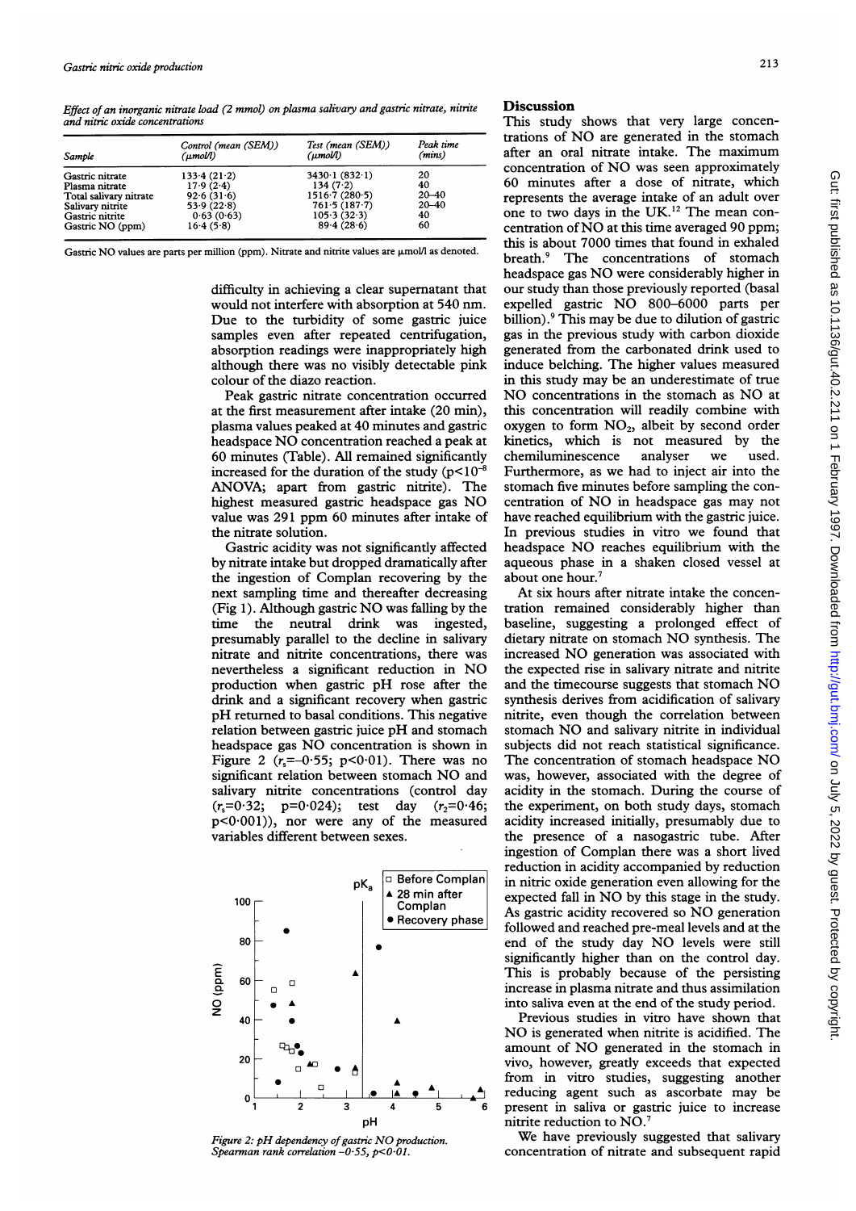*Effect of an inorganic nitrate load (2 mmol) on plasma salivary and gastric nitrate, nitrite and nitric oxide concentrations*

| Sample | Control (mean (SEM)) (μmol/l) | Test (mean (SEM)) (μmol/l) | Peak time (mins) |
|---|---|---|---|
| Gastric nitrate | 133·4 (21·2) | 3430·1 (832·1) | 20 |
| Plasma nitrate | 17·9 (2·4) | 134 (7·2) | 40 |
| Total salivary nitrate | 92·6 (31·6) | 1516·7 (280·5) | 20–40 |
| Salivary nitrite | 53·9 (22·8) | 761·5 (187·7) | 20–40 |
| Gastric nitrite | 0·63 (0·63) | 105·3 (32·3) | 40 |
| Gastric NO (ppm) | 16·4 (5·8) | 89·4 (28·6) | 60 |

Gastric NO values are parts per million (ppm). Nitrate and nitrite values are μmol/l as denoted.

difficulty in achieving a clear supernatant that would not interfere with absorption at 540 nm. Due to the turbidity of some gastric juice samples even after repeated centrifugation, absorption readings were inappropriately high although there was no visibly detectable pink colour of the diazo reaction.

Peak gastric nitrate concentration occurred at the first measurement after intake (20 min), plasma values peaked at 40 minutes and gastric headspace NO concentration reached a peak at 60 minutes (Table). All remained significantly increased for the duration of the study ($p<10^{-8}$ ANOVA; apart from gastric nitrite). The highest measured gastric headspace gas NO value was 291 ppm 60 minutes after intake of the nitrate solution.

Gastric acidity was not significantly affected by nitrate intake but dropped dramatically after the ingestion of Complan recovering by the next sampling time and thereafter decreasing (Fig 1). Although gastric NO was falling by the time the neutral drink was ingested, presumably parallel to the decline in salivary nitrate and nitrite concentrations, there was nevertheless a significant reduction in NO production when gastric pH rose after the drink and a significant recovery when gastric pH returned to basal conditions. This negative relation between gastric juice pH and stomach headspace gas NO concentration is shown in Figure 2 ($r_s$=−0·55; p<0·01). There was no significant relation between stomach NO and salivary nitrite concentrations (control day ($r_s$=0·32; p=0·024); test day ($r_2$=0·46; p<0·001)), nor were any of the measured variables different between sexes.

*Figure 2: pH dependency of gastric NO production. Spearman rank correlation −0·55, p<0·01.*

## Discussion

This study shows that very large concentrations of NO are generated in the stomach after an oral nitrate intake. The maximum concentration of NO was seen approximately 60 minutes after a dose of nitrate, which represents the average intake of an adult over one to two days in the UK.[12] The mean concentration of NO at this time averaged 90 ppm; this is about 7000 times that found in exhaled breath.[9] The concentrations of stomach headspace gas NO were considerably higher in our study than those previously reported (basal expelled gastric NO 800–6000 parts per billion).[9] This may be due to dilution of gastric gas in the previous study with carbon dioxide generated from the carbonated drink used to induce belching. The higher values measured in this study may be an underestimate of true NO concentrations in the stomach as NO at this concentration will readily combine with oxygen to form $NO_2$, albeit by second order kinetics, which is not measured by the chemiluminescence analyser we used. Furthermore, as we had to inject air into the stomach five minutes before sampling the concentration of NO in headspace gas may not have reached equilibrium with the gastric juice. In previous studies in vitro we found that headspace NO reaches equilibrium with the aqueous phase in a shaken closed vessel at about one hour.[7]

At six hours after nitrate intake the concentration remained considerably higher than baseline, suggesting a prolonged effect of dietary nitrate on stomach NO synthesis. The increased NO generation was associated with the expected rise in salivary nitrate and nitrite and the timecourse suggests that stomach NO synthesis derives from acidification of salivary nitrite, even though the correlation between stomach NO and salivary nitrite in individual subjects did not reach statistical significance. The concentration of stomach headspace NO was, however, associated with the degree of acidity in the stomach. During the course of the experiment, on both study days, stomach acidity increased initially, presumably due to the presence of a nasogastric tube. After ingestion of Complan there was a short lived reduction in acidity accompanied by reduction in nitric oxide generation even allowing for the expected fall in NO by this stage in the study. As gastric acidity recovered so NO generation followed and reached pre-meal levels and at the end of the study day NO levels were still significantly higher than on the control day. This is probably because of the persisting increase in plasma nitrate and thus assimilation into saliva even at the end of the study period.

Previous studies in vitro have shown that NO is generated when nitrite is acidified. The amount of NO generated in the stomach in vivo, however, greatly exceeds that expected from in vitro studies, suggesting another reducing agent such as ascorbate may be present in saliva or gastric juice to increase nitrite reduction to NO.[7]

We have previously suggested that salivary concentration of nitrate and subsequent rapid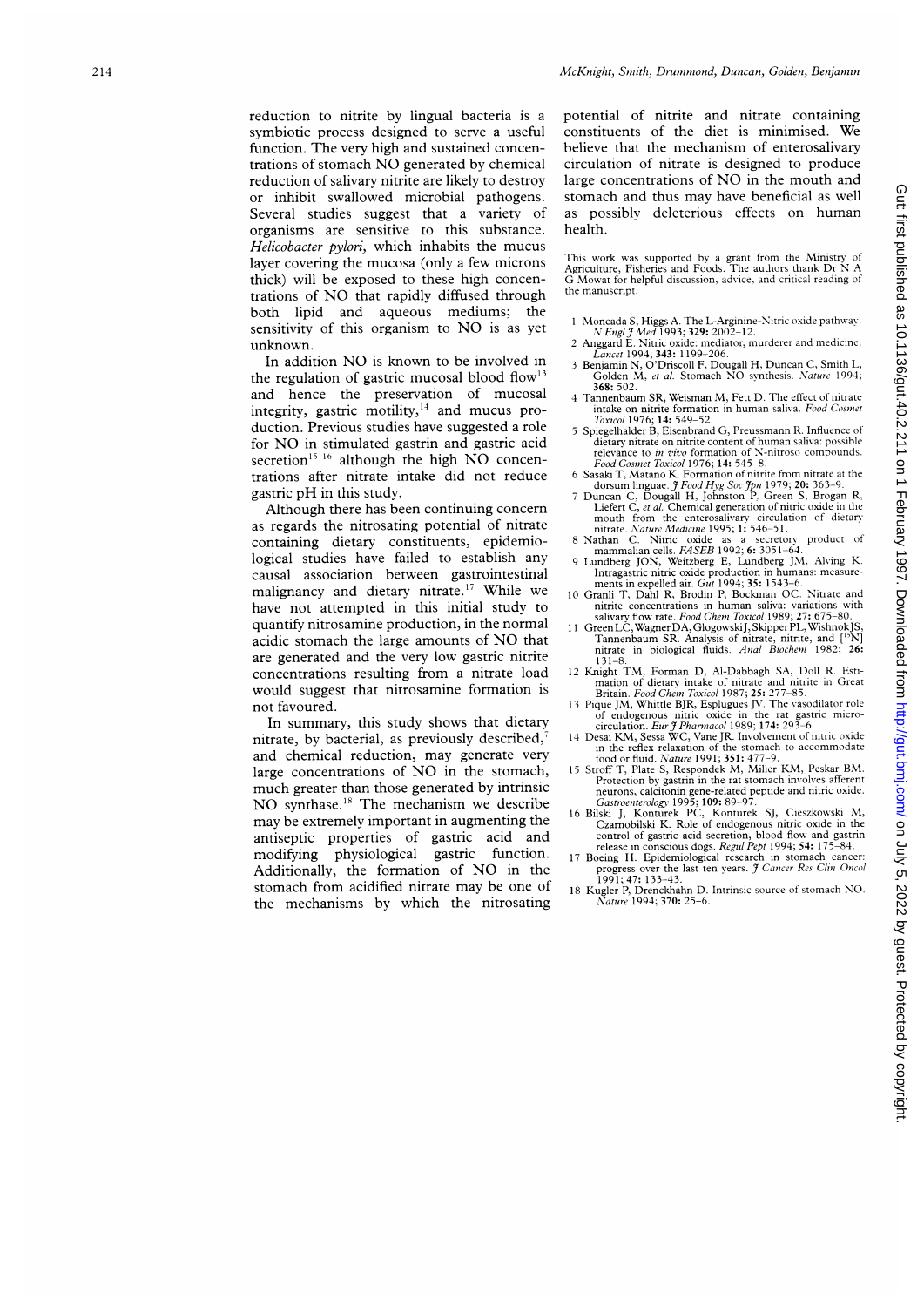reduction to nitrite by lingual bacteria is a symbiotic process designed to serve a useful function. The very high and sustained concentrations of stomach NO generated by chemical reduction of salivary nitrite are likely to destroy or inhibit swallowed microbial pathogens. Several studies suggest that a variety of organisms are sensitive to this substance. *Helicobacter pylori*, which inhabits the mucus layer covering the mucosa (only a few microns thick) will be exposed to these high concentrations of NO that rapidly diffused through both lipid and aqueous mediums; the sensitivity of this organism to NO is as yet unknown.

In addition NO is known to be involved in the regulation of gastric mucosal blood flow[13] and hence the preservation of mucosal integrity, gastric motility,[14] and mucus production. Previous studies have suggested a role for NO in stimulated gastrin and gastric acid secretion[15 16] although the high NO concentrations after nitrate intake did not reduce gastric pH in this study.

Although there has been continuing concern as regards the nitrosating potential of nitrate containing dietary constituents, epidemiological studies have failed to establish any causal association between gastrointestinal malignancy and dietary nitrate.[17] While we have not attempted in this initial study to quantify nitrosamine production, in the normal acidic stomach the large amounts of NO that are generated and the very low gastric nitrite concentrations resulting from a nitrate load would suggest that nitrosamine formation is not favoured.

In summary, this study shows that dietary nitrate, by bacterial, as previously described,[7] and chemical reduction, may generate very large concentrations of NO in the stomach, much greater than those generated by intrinsic NO synthase.[18] The mechanism we describe may be extremely important in augmenting the antiseptic properties of gastric acid and modifying physiological gastric function. Additionally, the formation of NO in the stomach from acidified nitrate may be one of the mechanisms by which the nitrosating potential of nitrite and nitrate containing constituents of the diet is minimised. We believe that the mechanism of enterosalivary circulation of nitrate is designed to produce large concentrations of NO in the mouth and stomach and thus may have beneficial as well as possibly deleterious effects on human health.

This work was supported by a grant from the Ministry of Agriculture, Fisheries and Foods. The authors thank Dr N A G Mowat for helpful discussion, advice, and critical reading of the manuscript.

1. Moncada S, Higgs A. The L-Arginine-Nitric oxide pathway. *N Engl J Med* 1993; **329:** 2002–12.
2. Anggard E. Nitric oxide: mediator, murderer and medicine. *Lancet* 1994; **343:** 1199–206.
3. Benjamin N, O'Driscoll F, Dougall H, Duncan C, Smith L, Golden M, *et al.* Stomach NO synthesis. *Nature* 1994; **368:** 502.
4. Tannenbaum SR, Weisman M, Fett D. The effect of nitrate intake on nitrite formation in human saliva. *Food Cosmet Toxicol* 1976; **14:** 549–52.
5. Spiegelhalder B, Eisenbrand G, Preussmann R. Influence of dietary nitrate on nitrite content of human saliva: possible relevance to *in vivo* formation of N-nitroso compounds. *Food Cosmet Toxicol* 1976; **14:** 545–8.
6. Sasaki T, Matano K. Formation of nitrite from nitrate at the dorsum linguae. *J Food Hyg Soc Jpn* 1979; **20:** 363–9.
7. Duncan C, Dougall H, Johnston P, Green S, Brogan R, Liefert C, *et al.* Chemical generation of nitric oxide in the mouth from the enterosalivary circulation of dietary nitrate. *Nature Medicine* 1995; **1:** 546–51.
8. Nathan C. Nitric oxide as a secretory product of mammalian cells. *FASEB* 1992; **6:** 3051–64.
9. Lundberg JON, Weitzberg E, Lundberg JM, Alving K. Intragastric nitric oxide production in humans: measurements in expelled air. *Gut* 1994; **35:** 1543–6.
10. Granli T, Dahl R, Brodin P, Bockman OC. Nitrate and nitrite concentrations in human saliva: variations with salivary flow rate. *Food Chem Toxicol* 1989; **27:** 675–80.
11. Green LC, Wagner DA, Glogowski J, Skipper PL, Wishnok JS, Tannenbaum SR. Analysis of nitrate, nitrite, and [$^{15}$N] nitrate in biological fluids. *Anal Biochem* 1982; **26:** 131–8.
12. Knight TM, Forman D, Al-Dabbagh SA, Doll R. Estimation of dietary intake of nitrate and nitrite in Great Britain. *Food Chem Toxicol* 1987; **25:** 277–85.
13. Pique JM, Whittle BJR, Esplugues JV. The vasodilator role of endogenous nitric oxide in the rat gastric microcirculation. *Eur J Pharmacol* 1989; **174:** 293–6.
14. Desai KM, Sessa WC, Vane JR. Involvement of nitric oxide in the reflex relaxation of the stomach to accommodate food or fluid. *Nature* 1991; **351:** 477–9.
15. Stroff T, Plate S, Respondek M, Miller KM, Peskar BM. Protection by gastrin in the rat stomach involves afferent neurons, calcitonin gene-related peptide and nitric oxide. *Gastroenterology* 1995; **109:** 89–97.
16. Bilski J, Konturek PC, Konturek SJ, Cieszkowski M, Czarnobilski K. Role of endogenous nitric oxide in the control of gastric acid secretion, blood flow and gastrin release in conscious dogs. *Regul Pept* 1994; **54:** 175–84.
17. Boeing H. Epidemiological research in stomach cancer: progress over the last ten years. *J Cancer Res Clin Oncol* 1991; **47:** 133–43.
18. Kugler P, Drenckhahn D. Intrinsic source of stomach NO. *Nature* 1994; **370:** 25–6.